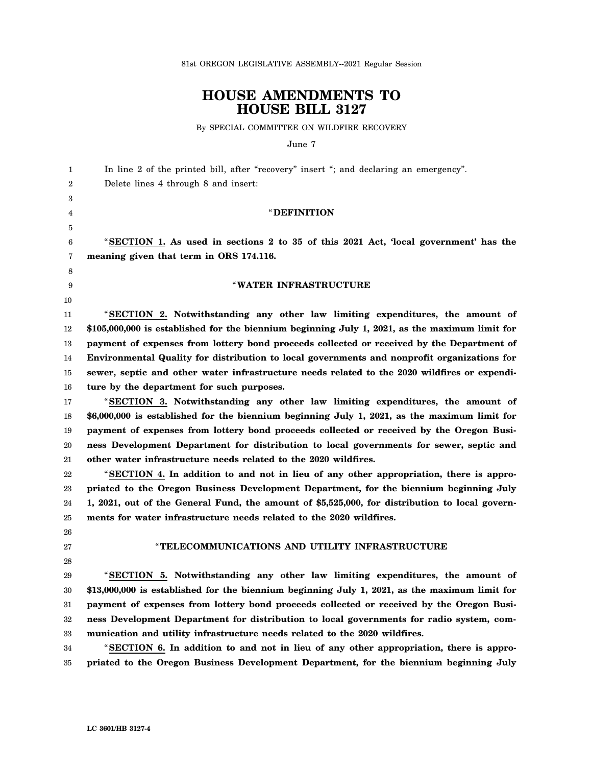81st OREGON LEGISLATIVE ASSEMBLY--2021 Regular Session

# HOUSE AMENDMENTS TO HOUSE BILL 3127

By SPECIAL COMMITTEE ON WILDFIRE RECOVERY

June 7

In line 2 of the printed bill, after "recovery" insert "; and declaring an emergency".

Delete lines 4 through 8 and insert:

"**DEFINITION**

"**SECTION 1. As used in sections 2 to 35 of this 2021 Act, 'local government' has the meaning given that term in ORS 174.116.**

"**WATER INFRASTRUCTURE**

"**SECTION 2. Notwithstanding any other law limiting expenditures, the amount of $105,000,000 is established for the biennium beginning July 1, 2021, as the maximum limit for payment of expenses from lottery bond proceeds collected or received by the Department of Environmental Quality for distribution to local governments and nonprofit organizations for sewer, septic and other water infrastructure needs related to the 2020 wildfires or expenditure by the department for such purposes.**

"**SECTION 3. Notwithstanding any other law limiting expenditures, the amount of $6,000,000 is established for the biennium beginning July 1, 2021, as the maximum limit for payment of expenses from lottery bond proceeds collected or received by the Oregon Business Development Department for distribution to local governments for sewer, septic and other water infrastructure needs related to the 2020 wildfires.**

"**SECTION 4. In addition to and not in lieu of any other appropriation, there is appropriated to the Oregon Business Development Department, for the biennium beginning July 1, 2021, out of the General Fund, the amount of $5,525,000, for distribution to local governments for water infrastructure needs related to the 2020 wildfires.**

"**TELECOMMUNICATIONS AND UTILITY INFRASTRUCTURE**

"**SECTION 5. Notwithstanding any other law limiting expenditures, the amount of $13,000,000 is established for the biennium beginning July 1, 2021, as the maximum limit for payment of expenses from lottery bond proceeds collected or received by the Oregon Business Development Department for distribution to local governments for radio system, communication and utility infrastructure needs related to the 2020 wildfires.**

"**SECTION 6. In addition to and not in lieu of any other appropriation, there is appropriated to the Oregon Business Development Department, for the biennium beginning July**

LC 3601/HB 3127-4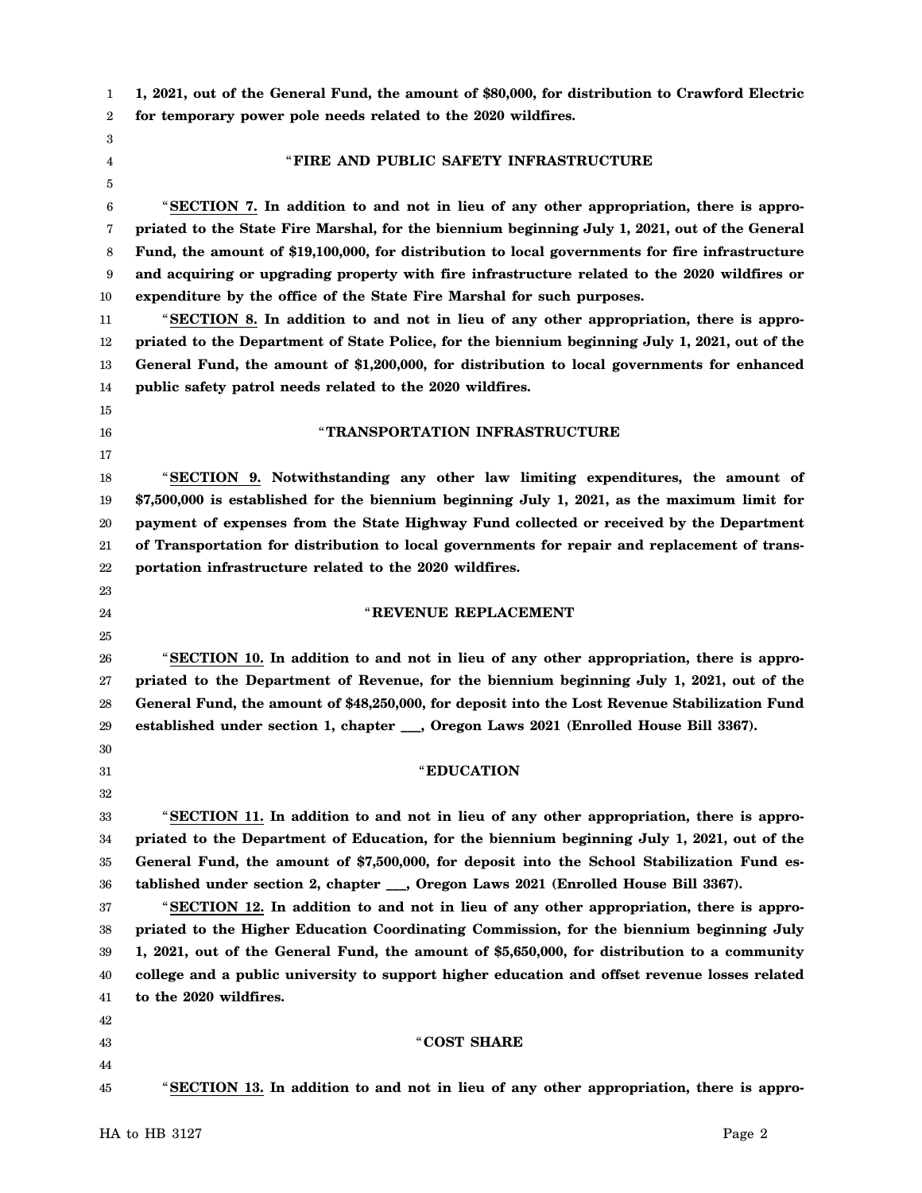**1, 2021, out of the General Fund, the amount of $80,000, for distribution to Crawford Electric for temporary power pole needs related to the 2020 wildfires.**

"**FIRE AND PUBLIC SAFETY INFRASTRUCTURE**

"**SECTION 7. In addition to and not in lieu of any other appropriation, there is appropriated to the State Fire Marshal, for the biennium beginning July 1, 2021, out of the General Fund, the amount of $19,100,000, for distribution to local governments for fire infrastructure and acquiring or upgrading property with fire infrastructure related to the 2020 wildfires or expenditure by the office of the State Fire Marshal for such purposes.**

"**SECTION 8. In addition to and not in lieu of any other appropriation, there is appropriated to the Department of State Police, for the biennium beginning July 1, 2021, out of the General Fund, the amount of $1,200,000, for distribution to local governments for enhanced public safety patrol needs related to the 2020 wildfires.**

"**TRANSPORTATION INFRASTRUCTURE**

"**SECTION 9. Notwithstanding any other law limiting expenditures, the amount of $7,500,000 is established for the biennium beginning July 1, 2021, as the maximum limit for payment of expenses from the State Highway Fund collected or received by the Department of Transportation for distribution to local governments for repair and replacement of transportation infrastructure related to the 2020 wildfires.**

"**REVENUE REPLACEMENT**

"**SECTION 10. In addition to and not in lieu of any other appropriation, there is appropriated to the Department of Revenue, for the biennium beginning July 1, 2021, out of the General Fund, the amount of $48,250,000, for deposit into the Lost Revenue Stabilization Fund established under section 1, chapter ___, Oregon Laws 2021 (Enrolled House Bill 3367).**

"**EDUCATION**

"**SECTION 11. In addition to and not in lieu of any other appropriation, there is appropriated to the Department of Education, for the biennium beginning July 1, 2021, out of the General Fund, the amount of $7,500,000, for deposit into the School Stabilization Fund established under section 2, chapter ___, Oregon Laws 2021 (Enrolled House Bill 3367).**

"**SECTION 12. In addition to and not in lieu of any other appropriation, there is appropriated to the Higher Education Coordinating Commission, for the biennium beginning July 1, 2021, out of the General Fund, the amount of $5,650,000, for distribution to a community college and a public university to support higher education and offset revenue losses related to the 2020 wildfires.**

"**COST SHARE**

"**SECTION 13. In addition to and not in lieu of any other appropriation, there is appro-**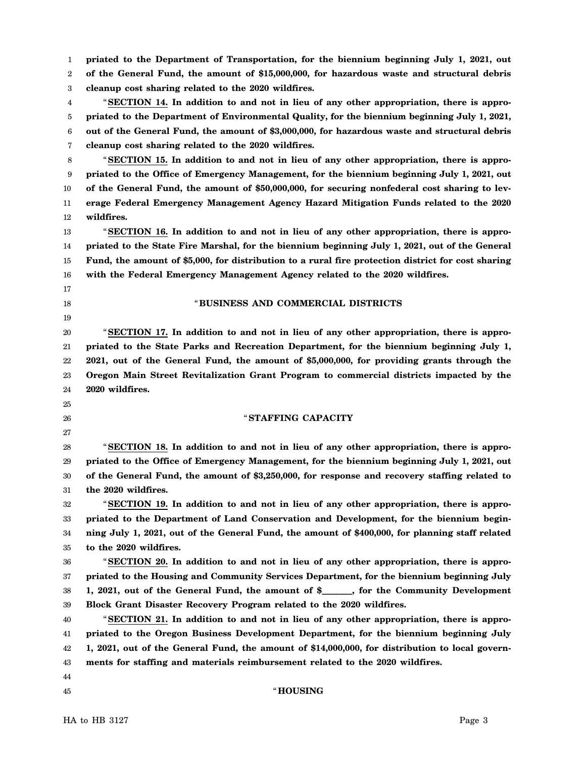**priated to the Department of Transportation, for the biennium beginning July 1, 2021, out of the General Fund, the amount of $15,000,000, for hazardous waste and structural debris cleanup cost sharing related to the 2020 wildfires.**

"**SECTION 14. In addition to and not in lieu of any other appropriation, there is appropriated to the Department of Environmental Quality, for the biennium beginning July 1, 2021, out of the General Fund, the amount of $3,000,000, for hazardous waste and structural debris cleanup cost sharing related to the 2020 wildfires.**

"**SECTION 15. In addition to and not in lieu of any other appropriation, there is appropriated to the Office of Emergency Management, for the biennium beginning July 1, 2021, out of the General Fund, the amount of $50,000,000, for securing nonfederal cost sharing to leverage Federal Emergency Management Agency Hazard Mitigation Funds related to the 2020 wildfires.**

"**SECTION 16. In addition to and not in lieu of any other appropriation, there is appropriated to the State Fire Marshal, for the biennium beginning July 1, 2021, out of the General Fund, the amount of $5,000, for distribution to a rural fire protection district for cost sharing with the Federal Emergency Management Agency related to the 2020 wildfires.**

"**BUSINESS AND COMMERCIAL DISTRICTS**

"**SECTION 17. In addition to and not in lieu of any other appropriation, there is appropriated to the State Parks and Recreation Department, for the biennium beginning July 1, 2021, out of the General Fund, the amount of $5,000,000, for providing grants through the Oregon Main Street Revitalization Grant Program to commercial districts impacted by the 2020 wildfires.**

"**STAFFING CAPACITY**

"**SECTION 18. In addition to and not in lieu of any other appropriation, there is appropriated to the Office of Emergency Management, for the biennium beginning July 1, 2021, out of the General Fund, the amount of $3,250,000, for response and recovery staffing related to the 2020 wildfires.**

"**SECTION 19. In addition to and not in lieu of any other appropriation, there is appropriated to the Department of Land Conservation and Development, for the biennium beginning July 1, 2021, out of the General Fund, the amount of $400,000, for planning staff related to the 2020 wildfires.**

"**SECTION 20. In addition to and not in lieu of any other appropriation, there is appropriated to the Housing and Community Services Department, for the biennium beginning July 1, 2021, out of the General Fund, the amount of $______, for the Community Development Block Grant Disaster Recovery Program related to the 2020 wildfires.**

"**SECTION 21. In addition to and not in lieu of any other appropriation, there is appropriated to the Oregon Business Development Department, for the biennium beginning July 1, 2021, out of the General Fund, the amount of $14,000,000, for distribution to local governments for staffing and materials reimbursement related to the 2020 wildfires.**

"**HOUSING**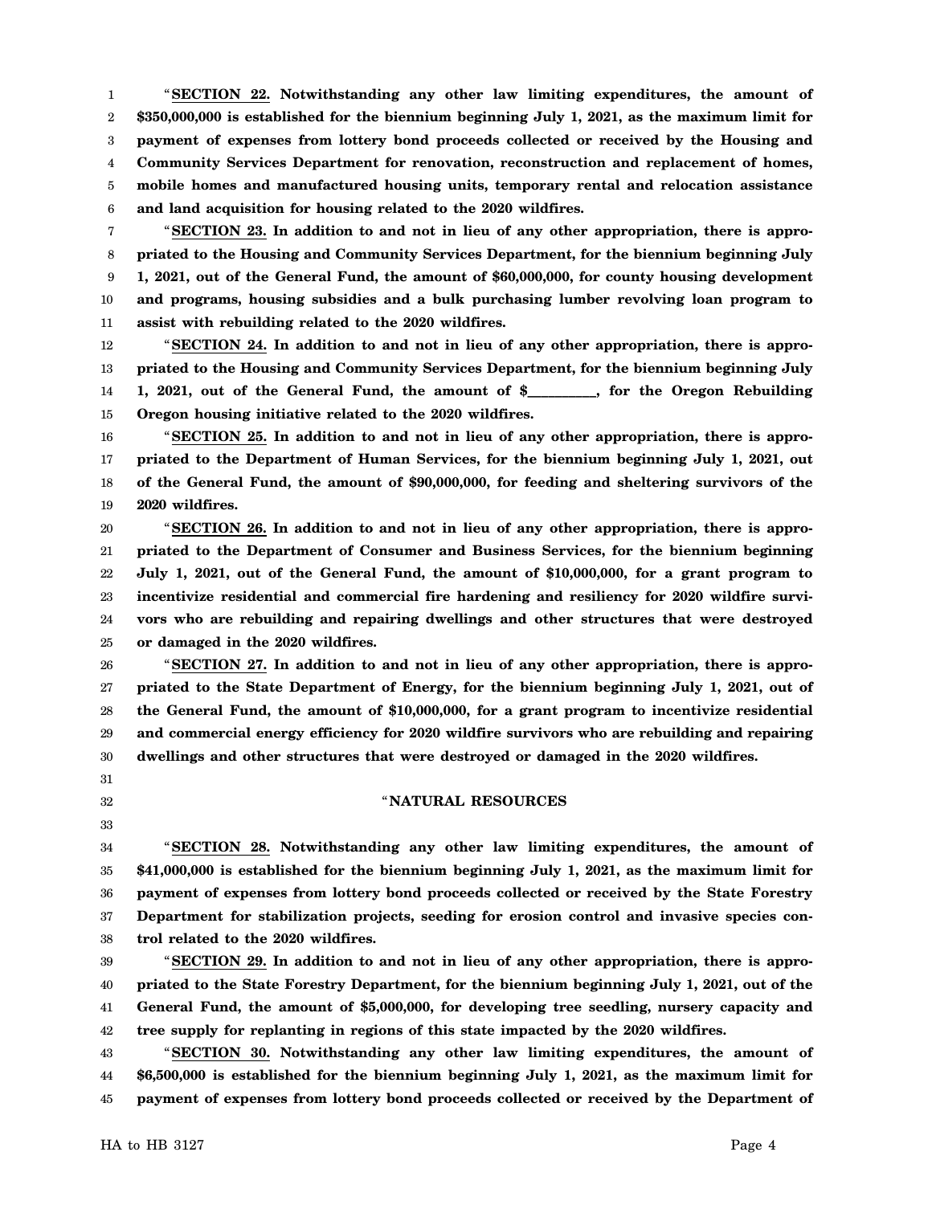"**SECTION 22. Notwithstanding any other law limiting expenditures, the amount of $350,000,000 is established for the biennium beginning July 1, 2021, as the maximum limit for payment of expenses from lottery bond proceeds collected or received by the Housing and Community Services Department for renovation, reconstruction and replacement of homes, mobile homes and manufactured housing units, temporary rental and relocation assistance and land acquisition for housing related to the 2020 wildfires.**

"**SECTION 23. In addition to and not in lieu of any other appropriation, there is appropriated to the Housing and Community Services Department, for the biennium beginning July 1, 2021, out of the General Fund, the amount of $60,000,000, for county housing development and programs, housing subsidies and a bulk purchasing lumber revolving loan program to assist with rebuilding related to the 2020 wildfires.**

"**SECTION 24. In addition to and not in lieu of any other appropriation, there is appropriated to the Housing and Community Services Department, for the biennium beginning July 1, 2021, out of the General Fund, the amount of $_________, for the Oregon Rebuilding Oregon housing initiative related to the 2020 wildfires.**

"**SECTION 25. In addition to and not in lieu of any other appropriation, there is appropriated to the Department of Human Services, for the biennium beginning July 1, 2021, out of the General Fund, the amount of $90,000,000, for feeding and sheltering survivors of the 2020 wildfires.**

"**SECTION 26. In addition to and not in lieu of any other appropriation, there is appropriated to the Department of Consumer and Business Services, for the biennium beginning July 1, 2021, out of the General Fund, the amount of $10,000,000, for a grant program to incentivize residential and commercial fire hardening and resiliency for 2020 wildfire survivors who are rebuilding and repairing dwellings and other structures that were destroyed or damaged in the 2020 wildfires.**

"**SECTION 27. In addition to and not in lieu of any other appropriation, there is appropriated to the State Department of Energy, for the biennium beginning July 1, 2021, out of the General Fund, the amount of $10,000,000, for a grant program to incentivize residential and commercial energy efficiency for 2020 wildfire survivors who are rebuilding and repairing dwellings and other structures that were destroyed or damaged in the 2020 wildfires.**

"**NATURAL RESOURCES**

"**SECTION 28. Notwithstanding any other law limiting expenditures, the amount of $41,000,000 is established for the biennium beginning July 1, 2021, as the maximum limit for payment of expenses from lottery bond proceeds collected or received by the State Forestry Department for stabilization projects, seeding for erosion control and invasive species control related to the 2020 wildfires.**

"**SECTION 29. In addition to and not in lieu of any other appropriation, there is appropriated to the State Forestry Department, for the biennium beginning July 1, 2021, out of the General Fund, the amount of $5,000,000, for developing tree seedling, nursery capacity and tree supply for replanting in regions of this state impacted by the 2020 wildfires.**

"**SECTION 30. Notwithstanding any other law limiting expenditures, the amount of $6,500,000 is established for the biennium beginning July 1, 2021, as the maximum limit for payment of expenses from lottery bond proceeds collected or received by the Department of**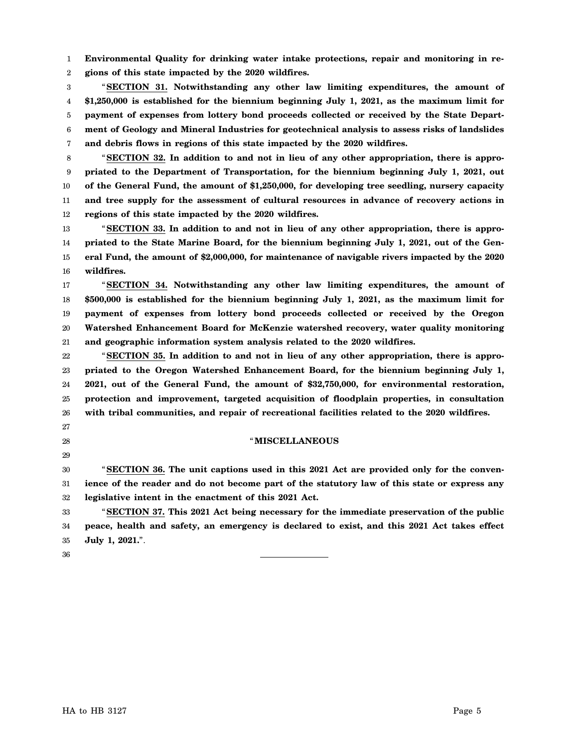**Environmental Quality for drinking water intake protections, repair and monitoring in regions of this state impacted by the 2020 wildfires.**

"**SECTION 31. Notwithstanding any other law limiting expenditures, the amount of $1,250,000 is established for the biennium beginning July 1, 2021, as the maximum limit for payment of expenses from lottery bond proceeds collected or received by the State Department of Geology and Mineral Industries for geotechnical analysis to assess risks of landslides and debris flows in regions of this state impacted by the 2020 wildfires.**

"**SECTION 32. In addition to and not in lieu of any other appropriation, there is appropriated to the Department of Transportation, for the biennium beginning July 1, 2021, out of the General Fund, the amount of $1,250,000, for developing tree seedling, nursery capacity and tree supply for the assessment of cultural resources in advance of recovery actions in regions of this state impacted by the 2020 wildfires.**

"**SECTION 33. In addition to and not in lieu of any other appropriation, there is appropriated to the State Marine Board, for the biennium beginning July 1, 2021, out of the General Fund, the amount of $2,000,000, for maintenance of navigable rivers impacted by the 2020 wildfires.**

"**SECTION 34. Notwithstanding any other law limiting expenditures, the amount of $500,000 is established for the biennium beginning July 1, 2021, as the maximum limit for payment of expenses from lottery bond proceeds collected or received by the Oregon Watershed Enhancement Board for McKenzie watershed recovery, water quality monitoring and geographic information system analysis related to the 2020 wildfires.**

"**SECTION 35. In addition to and not in lieu of any other appropriation, there is appropriated to the Oregon Watershed Enhancement Board, for the biennium beginning July 1, 2021, out of the General Fund, the amount of $32,750,000, for environmental restoration, protection and improvement, targeted acquisition of floodplain properties, in consultation with tribal communities, and repair of recreational facilities related to the 2020 wildfires.**

"**MISCELLANEOUS**

"**SECTION 36. The unit captions used in this 2021 Act are provided only for the convenience of the reader and do not become part of the statutory law of this state or express any legislative intent in the enactment of this 2021 Act.**

"**SECTION 37. This 2021 Act being necessary for the immediate preservation of the public peace, health and safety, an emergency is declared to exist, and this 2021 Act takes effect July 1, 2021.**".